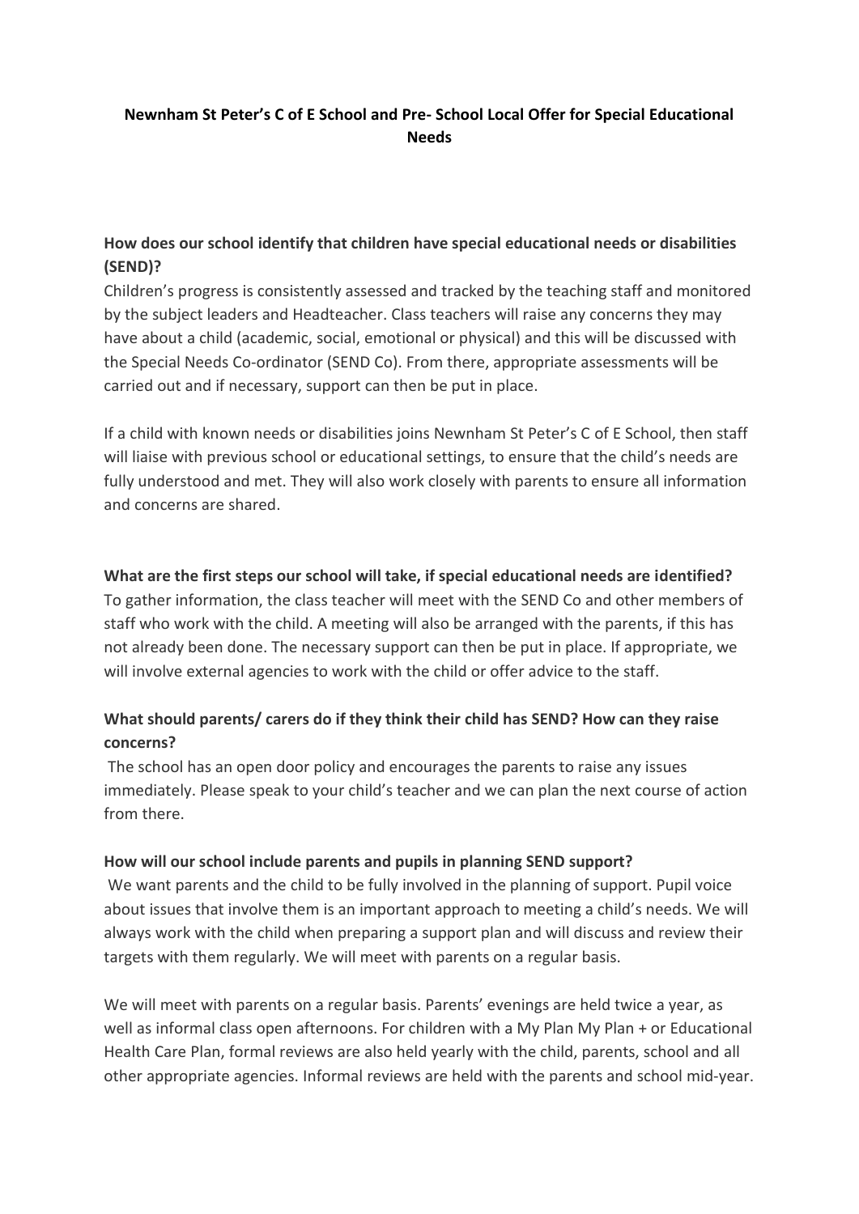# Newnham St Peter's C of E School and Pre- School Local Offer for Special Educational Needs

**How does our school identify that children have special educational needs or disabilities (SEND)?**

Children's progress is consistently assessed and tracked by the teaching staff and monitored by the subject leaders and Headteacher. Class teachers will raise any concerns they may have about a child (academic, social, emotional or physical) and this will be discussed with the Special Needs Co-ordinator (SEND Co). From there, appropriate assessments will be carried out and if necessary, support can then be put in place.

If a child with known needs or disabilities joins Newnham St Peter's C of E School, then staff will liaise with previous school or educational settings, to ensure that the child's needs are fully understood and met. They will also work closely with parents to ensure all information and concerns are shared.

**What are the first steps our school will take, if special educational needs are identified?**

To gather information, the class teacher will meet with the SEND Co and other members of staff who work with the child. A meeting will also be arranged with the parents, if this has not already been done. The necessary support can then be put in place. If appropriate, we will involve external agencies to work with the child or offer advice to the staff.

**What should parents/ carers do if they think their child has SEND? How can they raise concerns?**

The school has an open door policy and encourages the parents to raise any issues immediately. Please speak to your child's teacher and we can plan the next course of action from there.

**How will our school include parents and pupils in planning SEND support?**

We want parents and the child to be fully involved in the planning of support. Pupil voice about issues that involve them is an important approach to meeting a child's needs. We will always work with the child when preparing a support plan and will discuss and review their targets with them regularly. We will meet with parents on a regular basis.

We will meet with parents on a regular basis. Parents' evenings are held twice a year, as well as informal class open afternoons. For children with a My Plan My Plan + or Educational Health Care Plan, formal reviews are also held yearly with the child, parents, school and all other appropriate agencies. Informal reviews are held with the parents and school mid-year.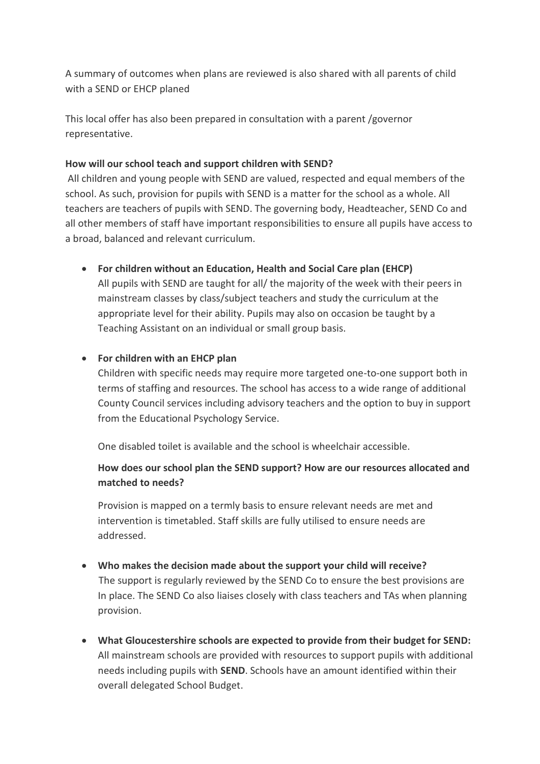A summary of outcomes when plans are reviewed is also shared with all parents of child with a SEND or EHCP planed

This local offer has also been prepared in consultation with a parent /governor representative.

**How will our school teach and support children with SEND?**

All children and young people with SEND are valued, respected and equal members of the school. As such, provision for pupils with SEND is a matter for the school as a whole. All teachers are teachers of pupils with SEND. The governing body, Headteacher, SEND Co and all other members of staff have important responsibilities to ensure all pupils have access to a broad, balanced and relevant curriculum.

- **For children without an Education, Health and Social Care plan (EHCP)**
  All pupils with SEND are taught for all/ the majority of the week with their peers in mainstream classes by class/subject teachers and study the curriculum at the appropriate level for their ability. Pupils may also on occasion be taught by a Teaching Assistant on an individual or small group basis.

- **For children with an EHCP plan**
  Children with specific needs may require more targeted one-to-one support both in terms of staffing and resources. The school has access to a wide range of additional County Council services including advisory teachers and the option to buy in support from the Educational Psychology Service.

  One disabled toilet is available and the school is wheelchair accessible.

  **How does our school plan the SEND support? How are our resources allocated and matched to needs?**

  Provision is mapped on a termly basis to ensure relevant needs are met and intervention is timetabled. Staff skills are fully utilised to ensure needs are addressed.

- **Who makes the decision made about the support your child will receive?**
  The support is regularly reviewed by the SEND Co to ensure the best provisions are In place. The SEND Co also liaises closely with class teachers and TAs when planning provision.

- **What Gloucestershire schools are expected to provide from their budget for SEND:**
  All mainstream schools are provided with resources to support pupils with additional needs including pupils with **SEND**. Schools have an amount identified within their overall delegated School Budget.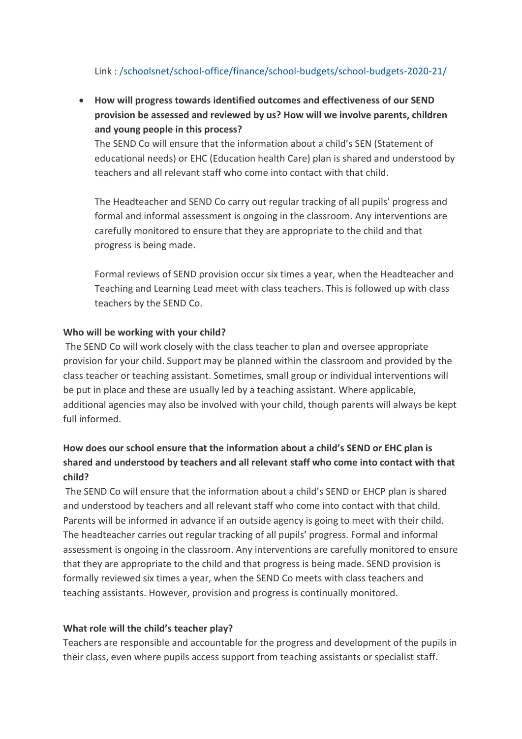Link : /schoolsnet/school-office/finance/school-budgets/school-budgets-2020-21/

- **How will progress towards identified outcomes and effectiveness of our SEND provision be assessed and reviewed by us? How will we involve parents, children and young people in this process?**
  The SEND Co will ensure that the information about a child's SEN (Statement of educational needs) or EHC (Education health Care) plan is shared and understood by teachers and all relevant staff who come into contact with that child.

  The Headteacher and SEND Co carry out regular tracking of all pupils' progress and formal and informal assessment is ongoing in the classroom. Any interventions are carefully monitored to ensure that they are appropriate to the child and that progress is being made.

  Formal reviews of SEND provision occur six times a year, when the Headteacher and Teaching and Learning Lead meet with class teachers. This is followed up with class teachers by the SEND Co.

**Who will be working with your child?**

The SEND Co will work closely with the class teacher to plan and oversee appropriate provision for your child. Support may be planned within the classroom and provided by the class teacher or teaching assistant. Sometimes, small group or individual interventions will be put in place and these are usually led by a teaching assistant. Where applicable, additional agencies may also be involved with your child, though parents will always be kept full informed.

**How does our school ensure that the information about a child's SEND or EHC plan is shared and understood by teachers and all relevant staff who come into contact with that child?**

The SEND Co will ensure that the information about a child's SEND or EHCP plan is shared and understood by teachers and all relevant staff who come into contact with that child. Parents will be informed in advance if an outside agency is going to meet with their child. The headteacher carries out regular tracking of all pupils' progress. Formal and informal assessment is ongoing in the classroom. Any interventions are carefully monitored to ensure that they are appropriate to the child and that progress is being made. SEND provision is formally reviewed six times a year, when the SEND Co meets with class teachers and teaching assistants. However, provision and progress is continually monitored.

**What role will the child's teacher play?**

Teachers are responsible and accountable for the progress and development of the pupils in their class, even where pupils access support from teaching assistants or specialist staff.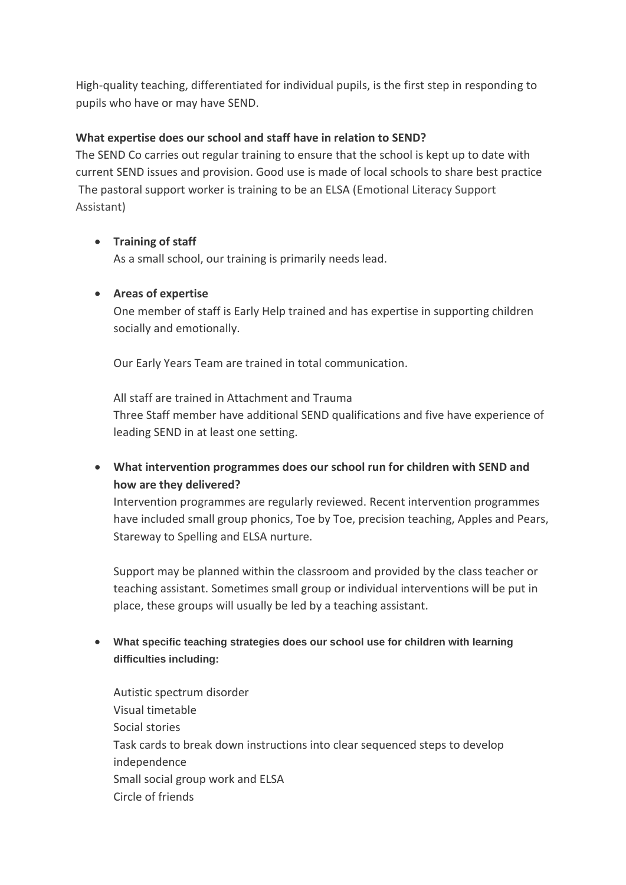High-quality teaching, differentiated for individual pupils, is the first step in responding to pupils who have or may have SEND.

**What expertise does our school and staff have in relation to SEND?**

The SEND Co carries out regular training to ensure that the school is kept up to date with current SEND issues and provision. Good use is made of local schools to share best practice The pastoral support worker is training to be an ELSA (Emotional Literacy Support Assistant)

- **Training of staff**

  As a small school, our training is primarily needs lead.

- **Areas of expertise**

  One member of staff is Early Help trained and has expertise in supporting children socially and emotionally.

  Our Early Years Team are trained in total communication.

  All staff are trained in Attachment and Trauma
  Three Staff member have additional SEND qualifications and five have experience of leading SEND in at least one setting.

- **What intervention programmes does our school run for children with SEND and how are they delivered?**

  Intervention programmes are regularly reviewed. Recent intervention programmes have included small group phonics, Toe by Toe, precision teaching, Apples and Pears, Stareway to Spelling and ELSA nurture.

  Support may be planned within the classroom and provided by the class teacher or teaching assistant. Sometimes small group or individual interventions will be put in place, these groups will usually be led by a teaching assistant.

- **What specific teaching strategies does our school use for children with learning difficulties including:**

  Autistic spectrum disorder
  Visual timetable
  Social stories
  Task cards to break down instructions into clear sequenced steps to develop independence
  Small social group work and ELSA
  Circle of friends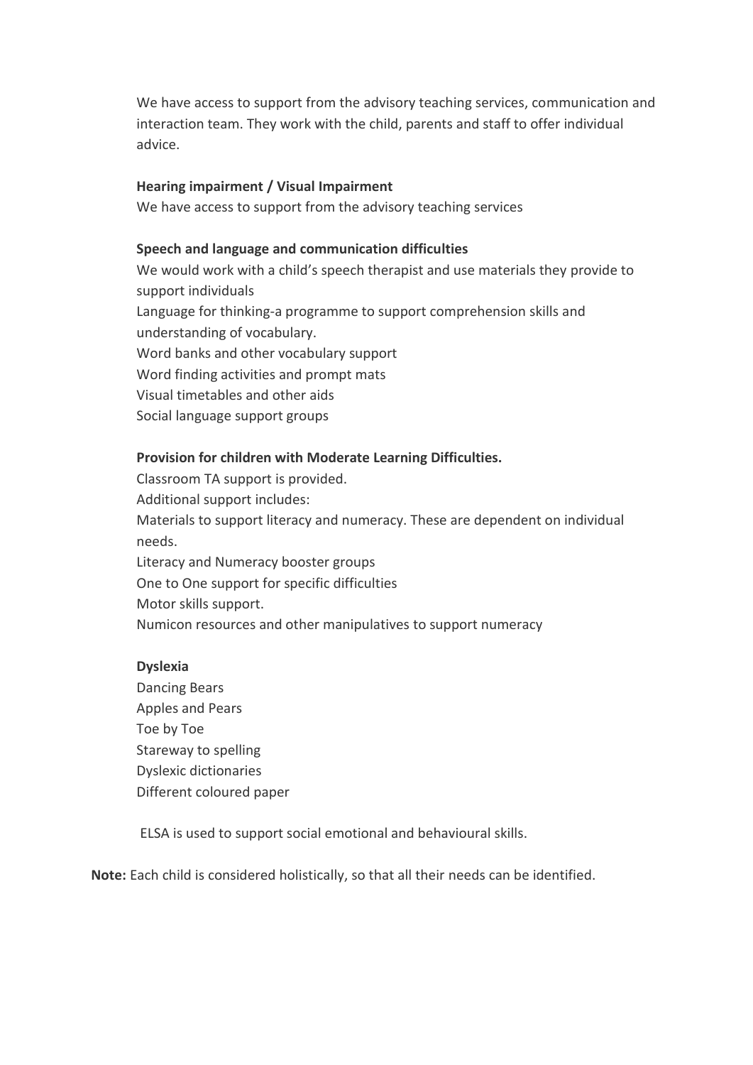We have access to support from the advisory teaching services, communication and interaction team. They work with the child, parents and staff to offer individual advice.

**Hearing impairment / Visual Impairment**

We have access to support from the advisory teaching services

**Speech and language and communication difficulties**

We would work with a child's speech therapist and use materials they provide to support individuals
Language for thinking-a programme to support comprehension skills and understanding of vocabulary.
Word banks and other vocabulary support
Word finding activities and prompt mats
Visual timetables and other aids
Social language support groups

**Provision for children with Moderate Learning Difficulties.**

Classroom TA support is provided.
Additional support includes:
Materials to support literacy and numeracy. These are dependent on individual needs.
Literacy and Numeracy booster groups
One to One support for specific difficulties
Motor skills support.
Numicon resources and other manipulatives to support numeracy

**Dyslexia**

Dancing Bears
Apples and Pears
Toe by Toe
Stareway to spelling
Dyslexic dictionaries
Different coloured paper

ELSA is used to support social emotional and behavioural skills.

**Note:** Each child is considered holistically, so that all their needs can be identified.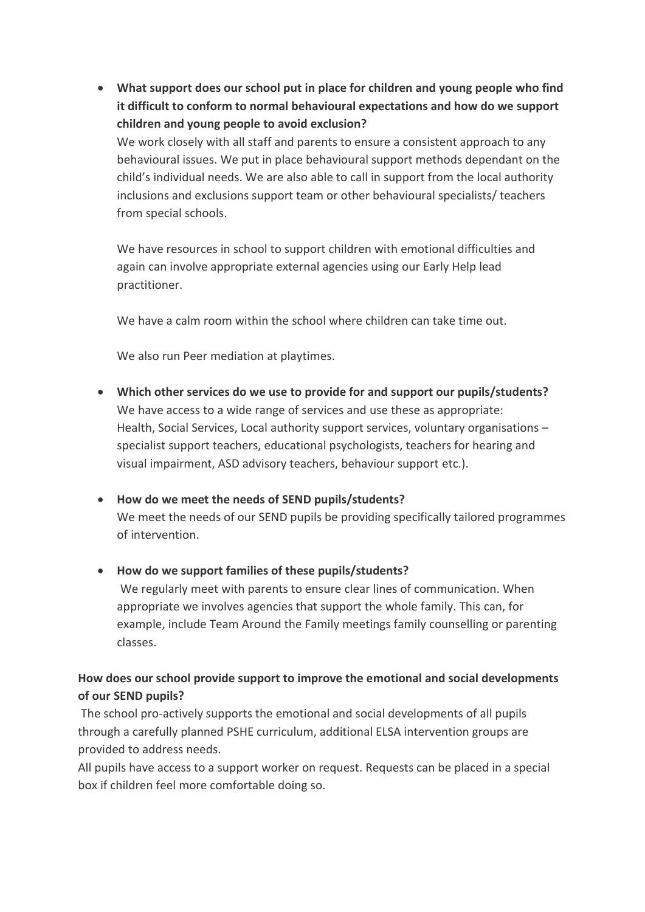- **What support does our school put in place for children and young people who find it difficult to conform to normal behavioural expectations and how do we support children and young people to avoid exclusion?**

  We work closely with all staff and parents to ensure a consistent approach to any behavioural issues. We put in place behavioural support methods dependant on the child's individual needs. We are also able to call in support from the local authority inclusions and exclusions support team or other behavioural specialists/ teachers from special schools.

  We have resources in school to support children with emotional difficulties and again can involve appropriate external agencies using our Early Help lead practitioner.

  We have a calm room within the school where children can take time out.

  We also run Peer mediation at playtimes.

- **Which other services do we use to provide for and support our pupils/students?**

  We have access to a wide range of services and use these as appropriate: Health, Social Services, Local authority support services, voluntary organisations – specialist support teachers, educational psychologists, teachers for hearing and visual impairment, ASD advisory teachers, behaviour support etc.).

- **How do we meet the needs of SEND pupils/students?**

  We meet the needs of our SEND pupils be providing specifically tailored programmes of intervention.

- **How do we support families of these pupils/students?**

  We regularly meet with parents to ensure clear lines of communication. When appropriate we involves agencies that support the whole family. This can, for example, include Team Around the Family meetings family counselling or parenting classes.

**How does our school provide support to improve the emotional and social developments of our SEND pupils?**

The school pro-actively supports the emotional and social developments of all pupils through a carefully planned PSHE curriculum, additional ELSA intervention groups are provided to address needs.

All pupils have access to a support worker on request. Requests can be placed in a special box if children feel more comfortable doing so.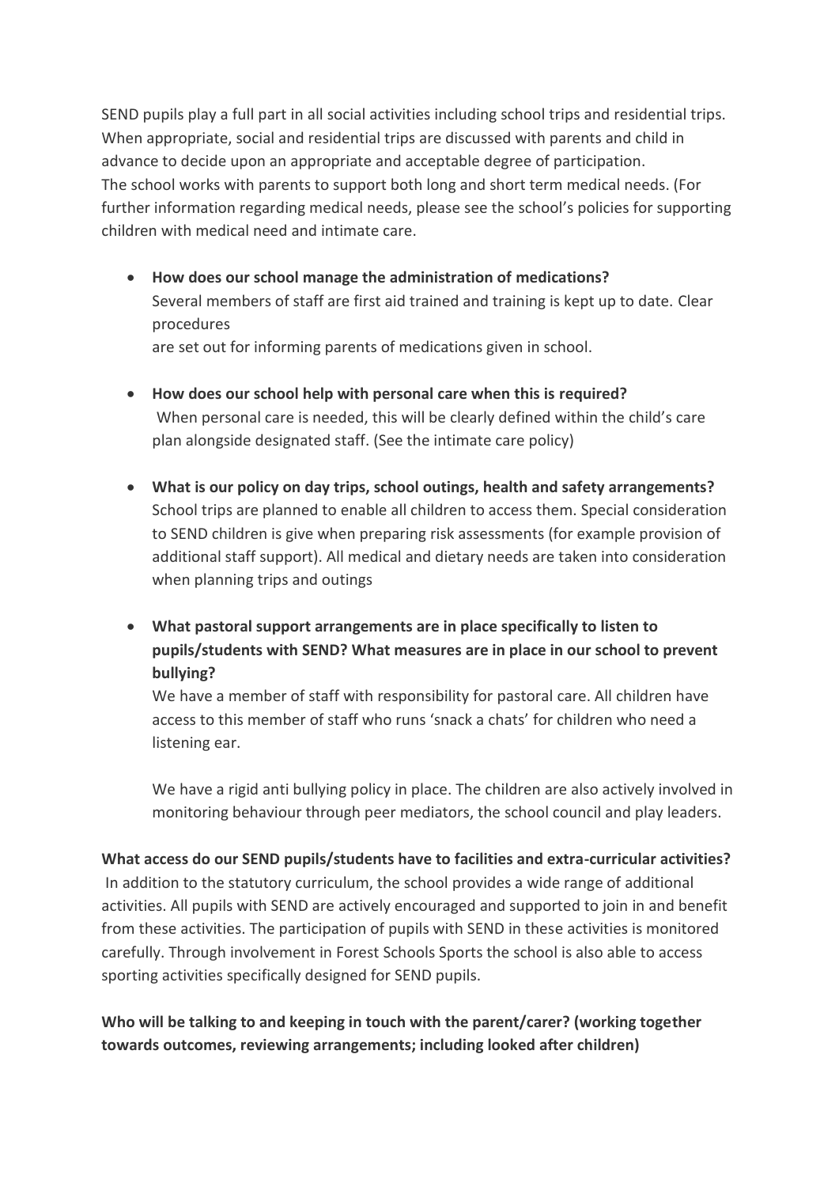SEND pupils play a full part in all social activities including school trips and residential trips. When appropriate, social and residential trips are discussed with parents and child in advance to decide upon an appropriate and acceptable degree of participation.
The school works with parents to support both long and short term medical needs. (For further information regarding medical needs, please see the school's policies for supporting children with medical need and intimate care.

- **How does our school manage the administration of medications?**
  Several members of staff are first aid trained and training is kept up to date. Clear procedures
  are set out for informing parents of medications given in school.

- **How does our school help with personal care when this is required?**
  When personal care is needed, this will be clearly defined within the child's care plan alongside designated staff. (See the intimate care policy)

- **What is our policy on day trips, school outings, health and safety arrangements?**
  School trips are planned to enable all children to access them. Special consideration to SEND children is give when preparing risk assessments (for example provision of additional staff support). All medical and dietary needs are taken into consideration when planning trips and outings

- **What pastoral support arrangements are in place specifically to listen to pupils/students with SEND? What measures are in place in our school to prevent bullying?**
  We have a member of staff with responsibility for pastoral care. All children have access to this member of staff who runs 'snack a chats' for children who need a listening ear.

  We have a rigid anti bullying policy in place. The children are also actively involved in monitoring behaviour through peer mediators, the school council and play leaders.

**What access do our SEND pupils/students have to facilities and extra-curricular activities?**
In addition to the statutory curriculum, the school provides a wide range of additional activities. All pupils with SEND are actively encouraged and supported to join in and benefit from these activities. The participation of pupils with SEND in these activities is monitored carefully. Through involvement in Forest Schools Sports the school is also able to access sporting activities specifically designed for SEND pupils.

**Who will be talking to and keeping in touch with the parent/carer? (working together towards outcomes, reviewing arrangements; including looked after children)**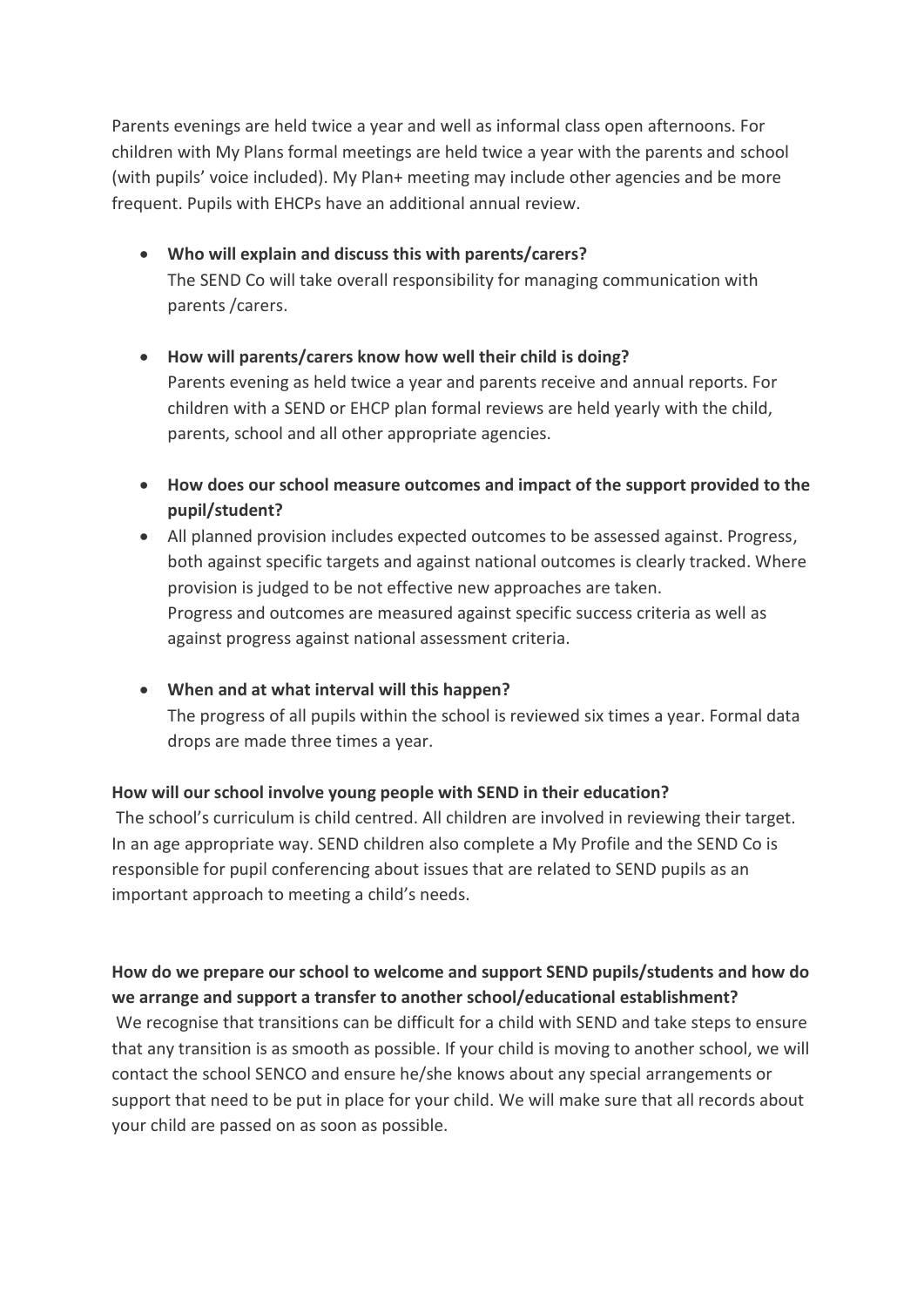Parents evenings are held twice a year and well as informal class open afternoons. For children with My Plans formal meetings are held twice a year with the parents and school (with pupils' voice included). My Plan+ meeting may include other agencies and be more frequent. Pupils with EHCPs have an additional annual review.

- **Who will explain and discuss this with parents/carers?**
  The SEND Co will take overall responsibility for managing communication with parents /carers.

- **How will parents/carers know how well their child is doing?**
  Parents evening as held twice a year and parents receive and annual reports. For children with a SEND or EHCP plan formal reviews are held yearly with the child, parents, school and all other appropriate agencies.

- **How does our school measure outcomes and impact of the support provided to the pupil/student?**
- All planned provision includes expected outcomes to be assessed against. Progress, both against specific targets and against national outcomes is clearly tracked. Where provision is judged to be not effective new approaches are taken.
  Progress and outcomes are measured against specific success criteria as well as against progress against national assessment criteria.

- **When and at what interval will this happen?**
  The progress of all pupils within the school is reviewed six times a year. Formal data drops are made three times a year.

**How will our school involve young people with SEND in their education?**

The school's curriculum is child centred. All children are involved in reviewing their target. In an age appropriate way. SEND children also complete a My Profile and the SEND Co is responsible for pupil conferencing about issues that are related to SEND pupils as an important approach to meeting a child's needs.

**How do we prepare our school to welcome and support SEND pupils/students and how do we arrange and support a transfer to another school/educational establishment?**

We recognise that transitions can be difficult for a child with SEND and take steps to ensure that any transition is as smooth as possible. If your child is moving to another school, we will contact the school SENCO and ensure he/she knows about any special arrangements or support that need to be put in place for your child. We will make sure that all records about your child are passed on as soon as possible.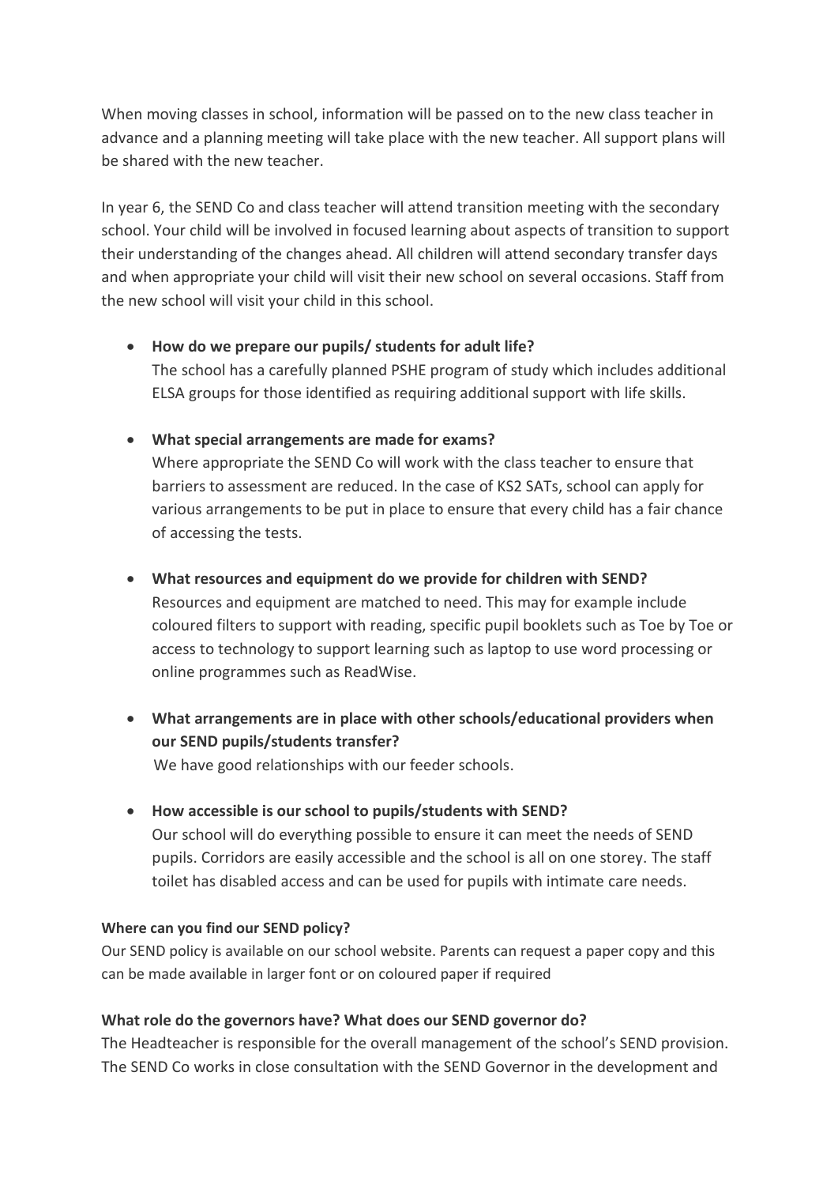When moving classes in school, information will be passed on to the new class teacher in advance and a planning meeting will take place with the new teacher. All support plans will be shared with the new teacher.

In year 6, the SEND Co and class teacher will attend transition meeting with the secondary school. Your child will be involved in focused learning about aspects of transition to support their understanding of the changes ahead. All children will attend secondary transfer days and when appropriate your child will visit their new school on several occasions. Staff from the new school will visit your child in this school.

- **How do we prepare our pupils/ students for adult life?**
  The school has a carefully planned PSHE program of study which includes additional ELSA groups for those identified as requiring additional support with life skills.

- **What special arrangements are made for exams?**
  Where appropriate the SEND Co will work with the class teacher to ensure that barriers to assessment are reduced. In the case of KS2 SATs, school can apply for various arrangements to be put in place to ensure that every child has a fair chance of accessing the tests.

- **What resources and equipment do we provide for children with SEND?**
  Resources and equipment are matched to need. This may for example include coloured filters to support with reading, specific pupil booklets such as Toe by Toe or access to technology to support learning such as laptop to use word processing or online programmes such as ReadWise.

- **What arrangements are in place with other schools/educational providers when our SEND pupils/students transfer?**
  We have good relationships with our feeder schools.

- **How accessible is our school to pupils/students with SEND?**
  Our school will do everything possible to ensure it can meet the needs of SEND pupils. Corridors are easily accessible and the school is all on one storey. The staff toilet has disabled access and can be used for pupils with intimate care needs.

**Where can you find our SEND policy?**

Our SEND policy is available on our school website. Parents can request a paper copy and this can be made available in larger font or on coloured paper if required

**What role do the governors have? What does our SEND governor do?**

The Headteacher is responsible for the overall management of the school's SEND provision. The SEND Co works in close consultation with the SEND Governor in the development and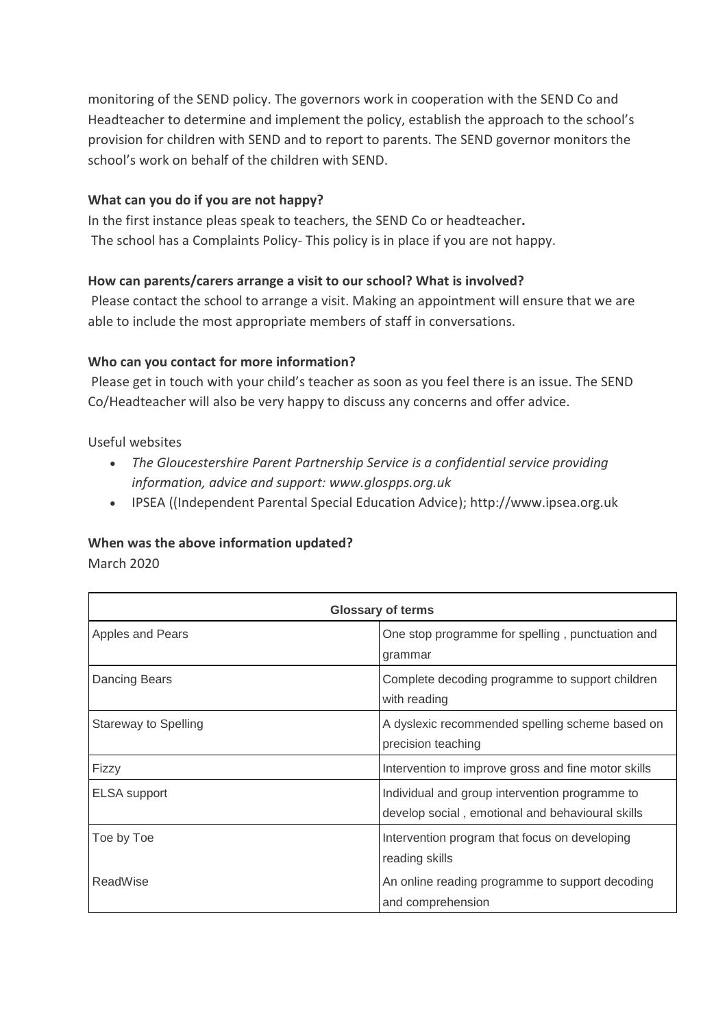monitoring of the SEND policy. The governors work in cooperation with the SEND Co and Headteacher to determine and implement the policy, establish the approach to the school's provision for children with SEND and to report to parents. The SEND governor monitors the school's work on behalf of the children with SEND.

**What can you do if you are not happy?**

In the first instance pleas speak to teachers, the SEND Co or headteacher**.**
The school has a Complaints Policy- This policy is in place if you are not happy.

**How can parents/carers arrange a visit to our school? What is involved?**

Please contact the school to arrange a visit. Making an appointment will ensure that we are able to include the most appropriate members of staff in conversations.

**Who can you contact for more information?**

Please get in touch with your child's teacher as soon as you feel there is an issue. The SEND Co/Headteacher will also be very happy to discuss any concerns and offer advice.

Useful websites

- *The Gloucestershire Parent Partnership Service is a confidential service providing information, advice and support: www.glospps.org.uk*
- IPSEA ((Independent Parental Special Education Advice); http://www.ipsea.org.uk

**When was the above information updated?**

March 2020

| **Glossary of terms** | |
|---|---|
| Apples and Pears | One stop programme for spelling , punctuation and grammar |
| Dancing Bears | Complete decoding programme to support children with reading |
| Stareway to Spelling | A dyslexic recommended spelling scheme based on precision teaching |
| Fizzy | Intervention to improve gross and fine motor skills |
| ELSA support | Individual and group intervention programme to develop social , emotional and behavioural skills |
| Toe by Toe | Intervention program that focus on developing reading skills |
| ReadWise | An online reading programme to support decoding and comprehension |